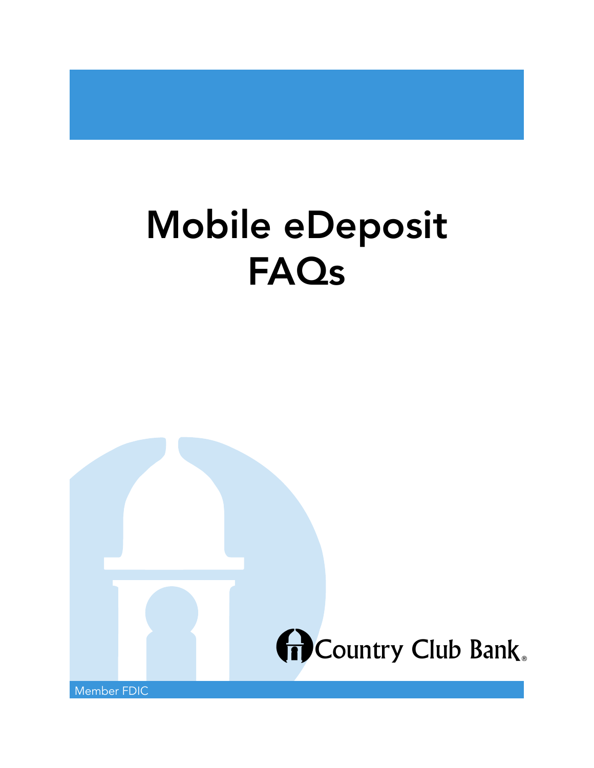# Mobile eDeposit FAQs

Country Club Bank®

Member FDIC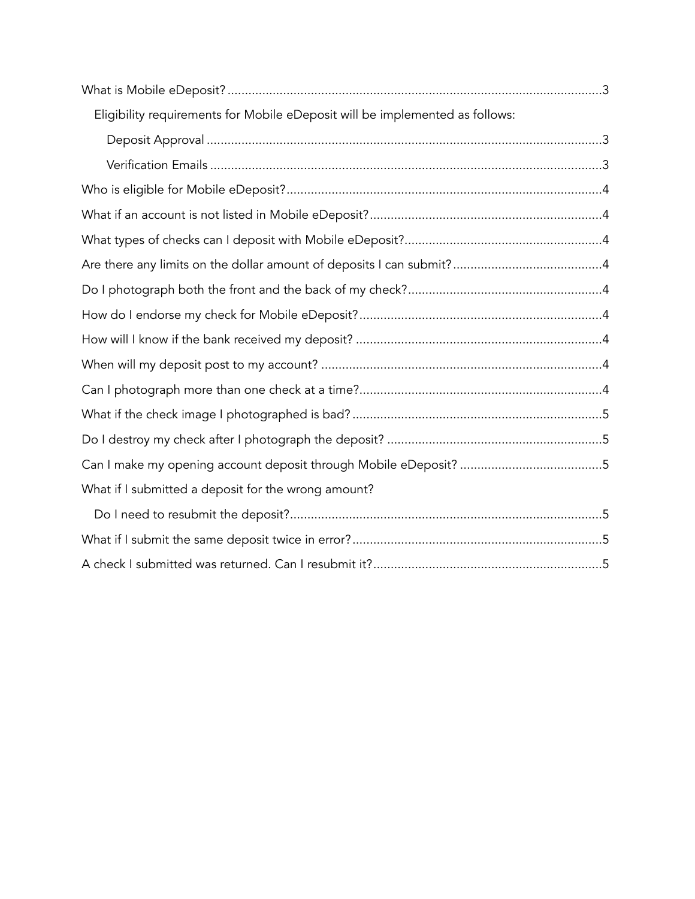What is Mobile eDeposit?.....3

  Eligibility requirements for Mobile eDeposit will be implemented as follows:

    Deposit Approval.....3

    Verification Emails.....3

Who is eligible for Mobile eDeposit?.....4

What if an account is not listed in Mobile eDeposit?.....4

What types of checks can I deposit with Mobile eDeposit?.....4

Are there any limits on the dollar amount of deposits I can submit?.....4

Do I photograph both the front and the back of my check?.....4

How do I endorse my check for Mobile eDeposit?.....4

How will I know if the bank received my deposit?.....4

When will my deposit post to my account?.....4

Can I photograph more than one check at a time?.....4

What if the check image I photographed is bad?.....5

Do I destroy my check after I photograph the deposit?.....5

Can I make my opening account deposit through Mobile eDeposit?.....5

What if I submitted a deposit for the wrong amount?

  Do I need to resubmit the deposit?.....5

What if I submit the same deposit twice in error?.....5

A check I submitted was returned. Can I resubmit it?.....5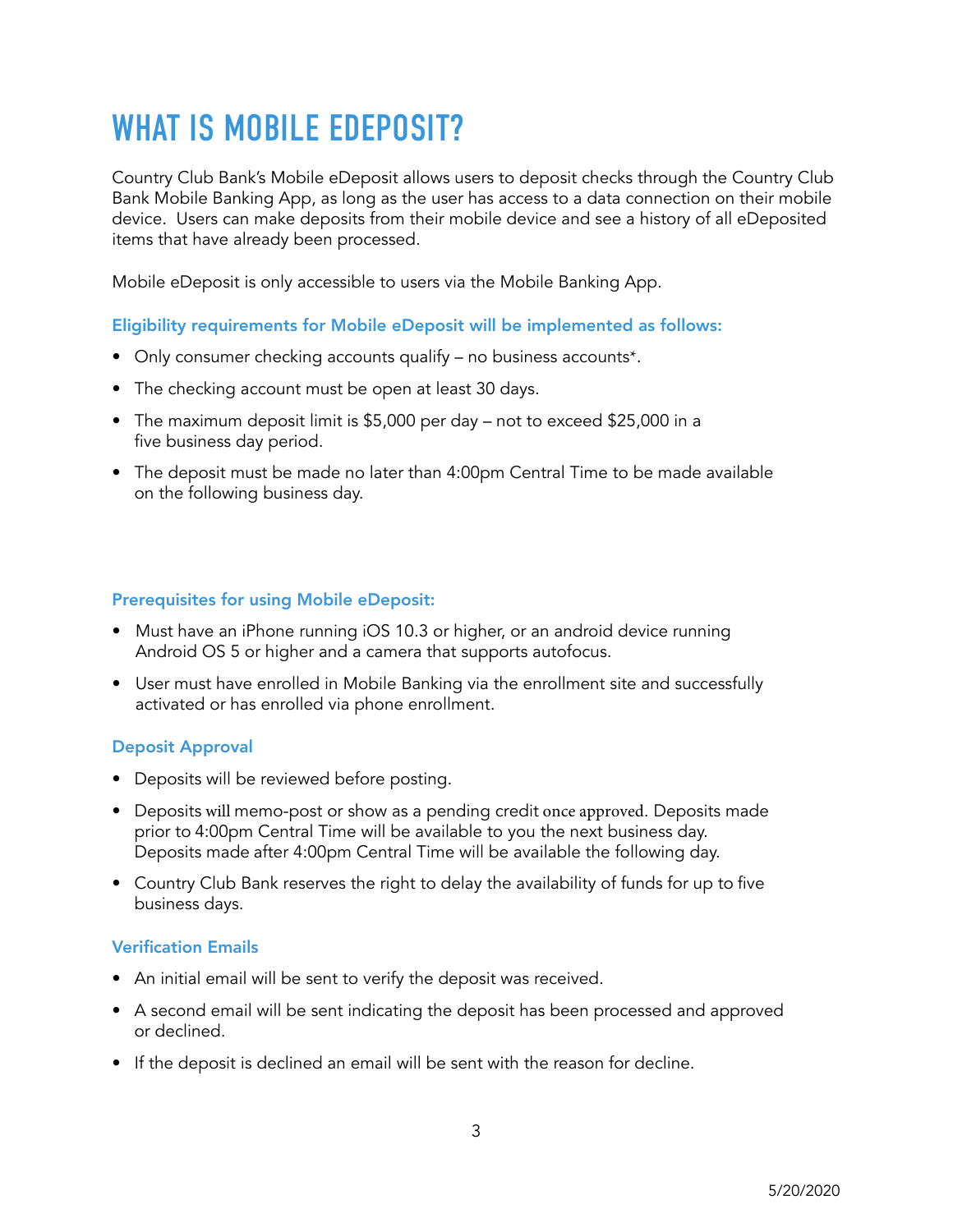# WHAT IS MOBILE EDEPOSIT?

Country Club Bank's Mobile eDeposit allows users to deposit checks through the Country Club Bank Mobile Banking App, as long as the user has access to a data connection on their mobile device. Users can make deposits from their mobile device and see a history of all eDeposited items that have already been processed.

Mobile eDeposit is only accessible to users via the Mobile Banking App.

### Eligibility requirements for Mobile eDeposit will be implemented as follows:

- Only consumer checking accounts qualify – no business accounts*.
- The checking account must be open at least 30 days.
- The maximum deposit limit is $5,000 per day – not to exceed $25,000 in a five business day period.
- The deposit must be made no later than 4:00pm Central Time to be made available on the following business day.

### Prerequisites for using Mobile eDeposit:

- Must have an iPhone running iOS 10.3 or higher, or an android device running Android OS 5 or higher and a camera that supports autofocus.
- User must have enrolled in Mobile Banking via the enrollment site and successfully activated or has enrolled via phone enrollment.

### Deposit Approval

- Deposits will be reviewed before posting.
- Deposits will memo-post or show as a pending credit once approved. Deposits made prior to 4:00pm Central Time will be available to you the next business day. Deposits made after 4:00pm Central Time will be available the following day.
- Country Club Bank reserves the right to delay the availability of funds for up to five business days.

### Verification Emails

- An initial email will be sent to verify the deposit was received.
- A second email will be sent indicating the deposit has been processed and approved or declined.
- If the deposit is declined an email will be sent with the reason for decline.

5/20/2020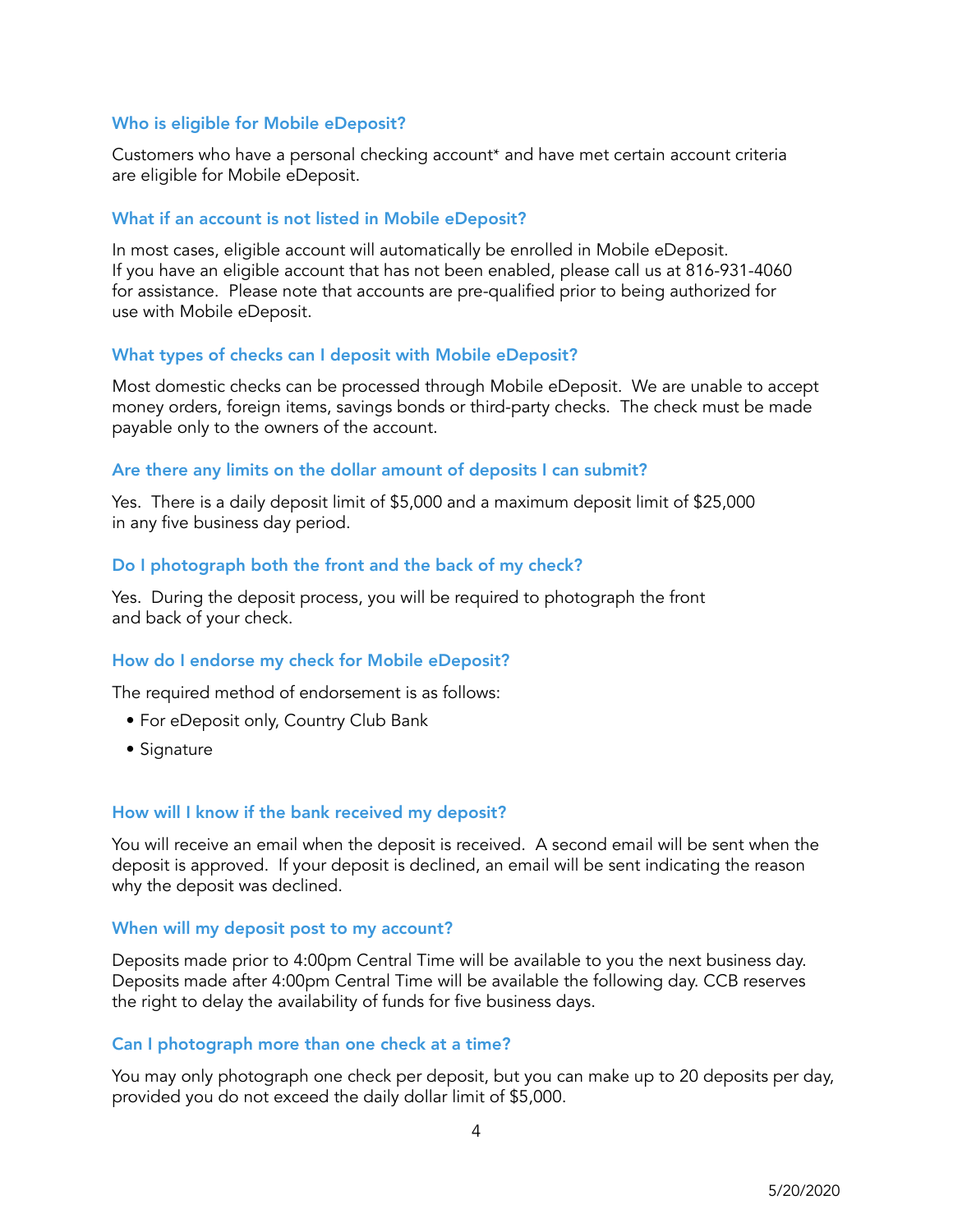### Who is eligible for Mobile eDeposit?

Customers who have a personal checking account* and have met certain account criteria are eligible for Mobile eDeposit.

### What if an account is not listed in Mobile eDeposit?

In most cases, eligible account will automatically be enrolled in Mobile eDeposit. If you have an eligible account that has not been enabled, please call us at 816-931-4060 for assistance. Please note that accounts are pre-qualified prior to being authorized for use with Mobile eDeposit.

### What types of checks can I deposit with Mobile eDeposit?

Most domestic checks can be processed through Mobile eDeposit. We are unable to accept money orders, foreign items, savings bonds or third-party checks. The check must be made payable only to the owners of the account.

### Are there any limits on the dollar amount of deposits I can submit?

Yes. There is a daily deposit limit of $5,000 and a maximum deposit limit of $25,000 in any five business day period.

### Do I photograph both the front and the back of my check?

Yes. During the deposit process, you will be required to photograph the front and back of your check.

### How do I endorse my check for Mobile eDeposit?

The required method of endorsement is as follows:

- For eDeposit only, Country Club Bank
- Signature

### How will I know if the bank received my deposit?

You will receive an email when the deposit is received. A second email will be sent when the deposit is approved. If your deposit is declined, an email will be sent indicating the reason why the deposit was declined.

### When will my deposit post to my account?

Deposits made prior to 4:00pm Central Time will be available to you the next business day. Deposits made after 4:00pm Central Time will be available the following day. CCB reserves the right to delay the availability of funds for five business days.

### Can I photograph more than one check at a time?

You may only photograph one check per deposit, but you can make up to 20 deposits per day, provided you do not exceed the daily dollar limit of $5,000.

5/20/2020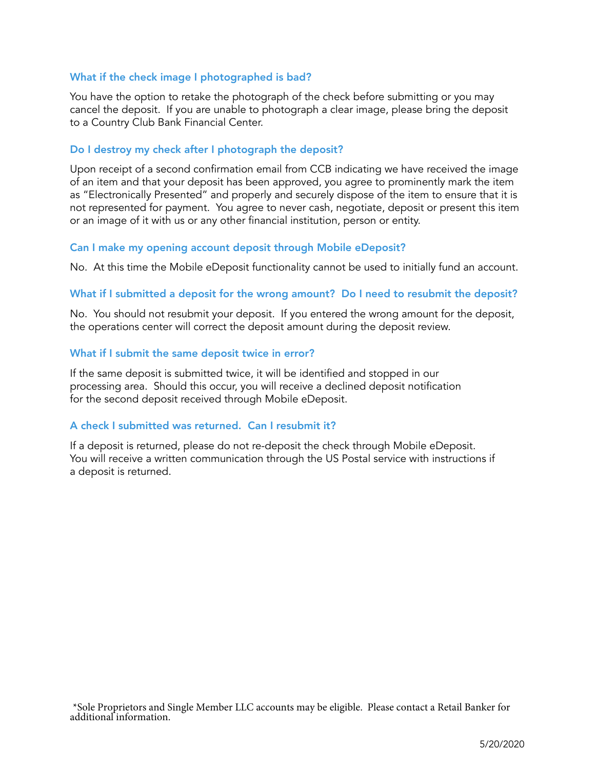### What if the check image I photographed is bad?

You have the option to retake the photograph of the check before submitting or you may cancel the deposit. If you are unable to photograph a clear image, please bring the deposit to a Country Club Bank Financial Center.

### Do I destroy my check after I photograph the deposit?

Upon receipt of a second confirmation email from CCB indicating we have received the image of an item and that your deposit has been approved, you agree to prominently mark the item as "Electronically Presented" and properly and securely dispose of the item to ensure that it is not represented for payment. You agree to never cash, negotiate, deposit or present this item or an image of it with us or any other financial institution, person or entity.

### Can I make my opening account deposit through Mobile eDeposit?

No. At this time the Mobile eDeposit functionality cannot be used to initially fund an account.

### What if I submitted a deposit for the wrong amount? Do I need to resubmit the deposit?

No. You should not resubmit your deposit. If you entered the wrong amount for the deposit, the operations center will correct the deposit amount during the deposit review.

### What if I submit the same deposit twice in error?

If the same deposit is submitted twice, it will be identified and stopped in our processing area. Should this occur, you will receive a declined deposit notification for the second deposit received through Mobile eDeposit.

### A check I submitted was returned. Can I resubmit it?

If a deposit is returned, please do not re-deposit the check through Mobile eDeposit. You will receive a written communication through the US Postal service with instructions if a deposit is returned.

*Sole Proprietors and Single Member LLC accounts may be eligible. Please contact a Retail Banker for additional information.

5/20/2020